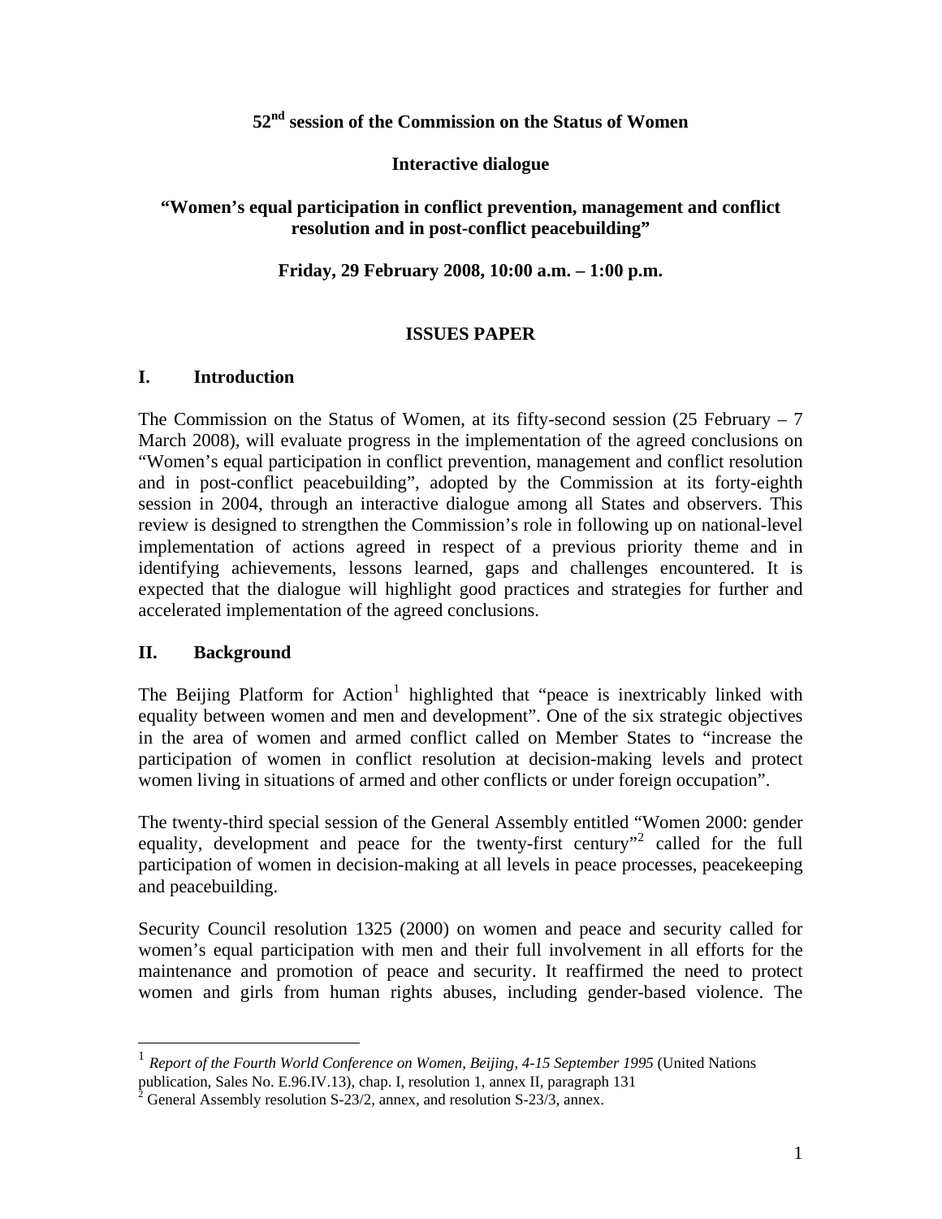**52nd session of the Commission on the Status of Women**

**Interactive dialogue**

**"Women's equal participation in conflict prevention, management and conflict resolution and in post-conflict peacebuilding"**

**Friday, 29 February 2008, 10:00 a.m. – 1:00 p.m.**

## ISSUES PAPER

## I. Introduction

The Commission on the Status of Women, at its fifty-second session (25 February – 7 March 2008), will evaluate progress in the implementation of the agreed conclusions on "Women's equal participation in conflict prevention, management and conflict resolution and in post-conflict peacebuilding", adopted by the Commission at its forty-eighth session in 2004, through an interactive dialogue among all States and observers. This review is designed to strengthen the Commission's role in following up on national-level implementation of actions agreed in respect of a previous priority theme and in identifying achievements, lessons learned, gaps and challenges encountered. It is expected that the dialogue will highlight good practices and strategies for further and accelerated implementation of the agreed conclusions.

## II. Background

The Beijing Platform for Action[1] highlighted that "peace is inextricably linked with equality between women and men and development". One of the six strategic objectives in the area of women and armed conflict called on Member States to "increase the participation of women in conflict resolution at decision-making levels and protect women living in situations of armed and other conflicts or under foreign occupation".

The twenty-third special session of the General Assembly entitled "Women 2000: gender equality, development and peace for the twenty-first century"[2] called for the full participation of women in decision-making at all levels in peace processes, peacekeeping and peacebuilding.

Security Council resolution 1325 (2000) on women and peace and security called for women's equal participation with men and their full involvement in all efforts for the maintenance and promotion of peace and security. It reaffirmed the need to protect women and girls from human rights abuses, including gender-based violence. The

---

[1] *Report of the Fourth World Conference on Women, Beijing, 4-15 September 1995* (United Nations publication, Sales No. E.96.IV.13), chap. I, resolution 1, annex II, paragraph 131

[2] General Assembly resolution S-23/2, annex, and resolution S-23/3, annex.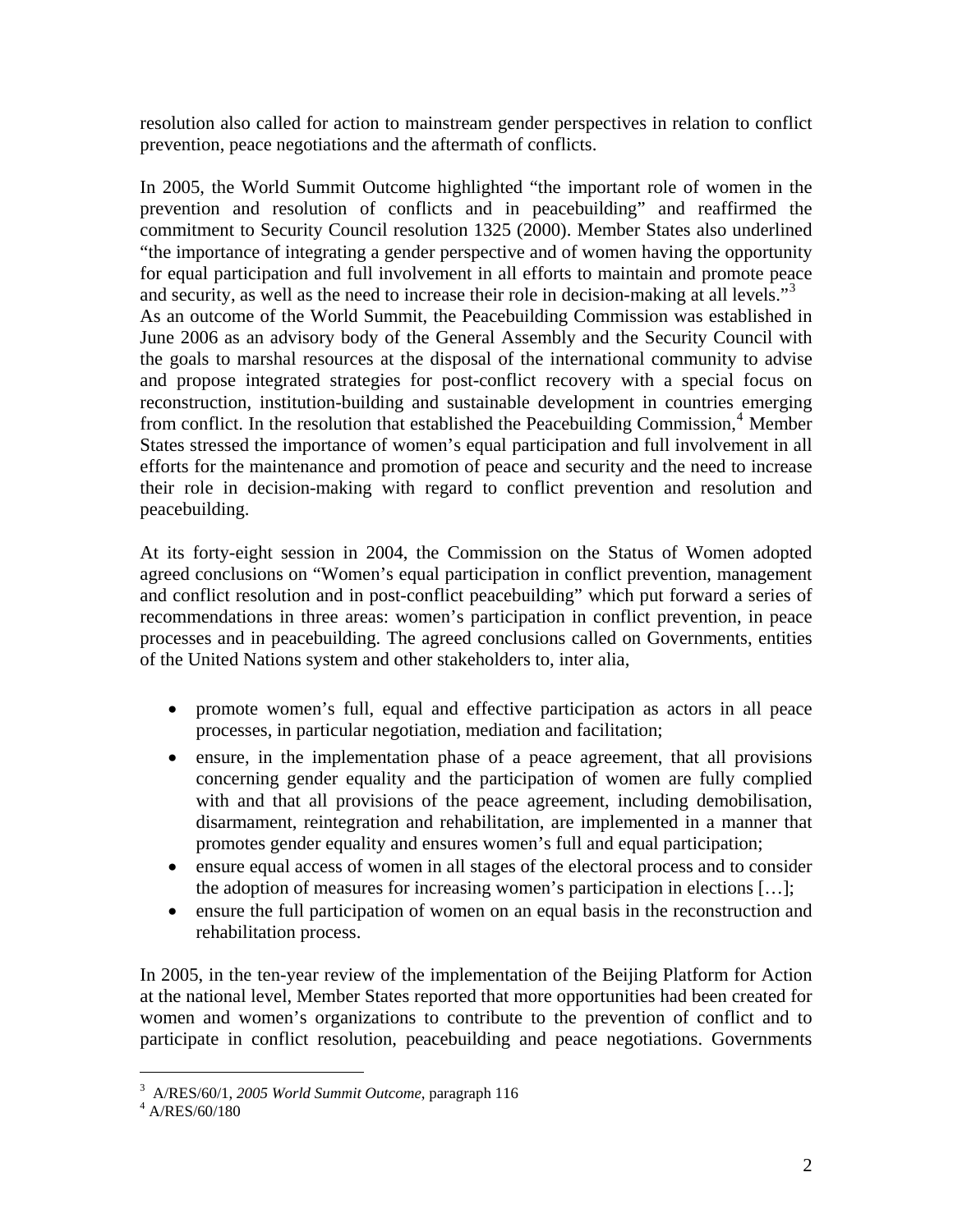resolution also called for action to mainstream gender perspectives in relation to conflict prevention, peace negotiations and the aftermath of conflicts.

In 2005, the World Summit Outcome highlighted "the important role of women in the prevention and resolution of conflicts and in peacebuilding" and reaffirmed the commitment to Security Council resolution 1325 (2000). Member States also underlined "the importance of integrating a gender perspective and of women having the opportunity for equal participation and full involvement in all efforts to maintain and promote peace and security, as well as the need to increase their role in decision-making at all levels."[3]
As an outcome of the World Summit, the Peacebuilding Commission was established in June 2006 as an advisory body of the General Assembly and the Security Council with the goals to marshal resources at the disposal of the international community to advise and propose integrated strategies for post-conflict recovery with a special focus on reconstruction, institution-building and sustainable development in countries emerging from conflict. In the resolution that established the Peacebuilding Commission,[4] Member States stressed the importance of women's equal participation and full involvement in all efforts for the maintenance and promotion of peace and security and the need to increase their role in decision-making with regard to conflict prevention and resolution and peacebuilding.

At its forty-eight session in 2004, the Commission on the Status of Women adopted agreed conclusions on "Women's equal participation in conflict prevention, management and conflict resolution and in post-conflict peacebuilding" which put forward a series of recommendations in three areas: women's participation in conflict prevention, in peace processes and in peacebuilding. The agreed conclusions called on Governments, entities of the United Nations system and other stakeholders to, inter alia,

- promote women's full, equal and effective participation as actors in all peace processes, in particular negotiation, mediation and facilitation;
- ensure, in the implementation phase of a peace agreement, that all provisions concerning gender equality and the participation of women are fully complied with and that all provisions of the peace agreement, including demobilisation, disarmament, reintegration and rehabilitation, are implemented in a manner that promotes gender equality and ensures women's full and equal participation;
- ensure equal access of women in all stages of the electoral process and to consider the adoption of measures for increasing women's participation in elections […];
- ensure the full participation of women on an equal basis in the reconstruction and rehabilitation process.

In 2005, in the ten-year review of the implementation of the Beijing Platform for Action at the national level, Member States reported that more opportunities had been created for women and women's organizations to contribute to the prevention of conflict and to participate in conflict resolution, peacebuilding and peace negotiations. Governments

---

[3] A/RES/60/1, *2005 World Summit Outcome*, paragraph 116

[4] A/RES/60/180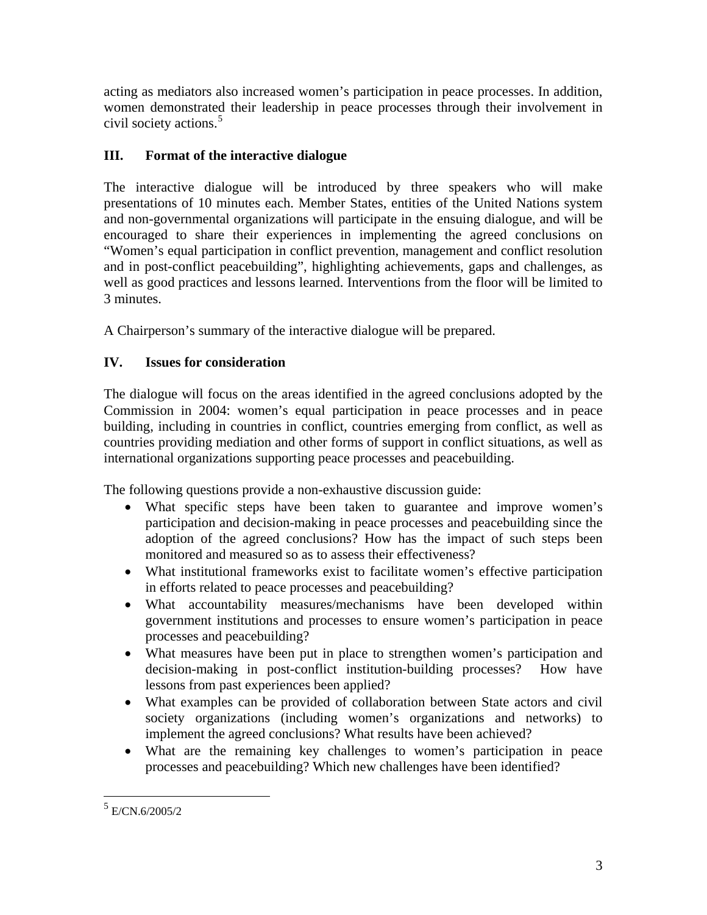acting as mediators also increased women's participation in peace processes. In addition, women demonstrated their leadership in peace processes through their involvement in civil society actions.[5]

## III. Format of the interactive dialogue

The interactive dialogue will be introduced by three speakers who will make presentations of 10 minutes each. Member States, entities of the United Nations system and non-governmental organizations will participate in the ensuing dialogue, and will be encouraged to share their experiences in implementing the agreed conclusions on "Women's equal participation in conflict prevention, management and conflict resolution and in post-conflict peacebuilding", highlighting achievements, gaps and challenges, as well as good practices and lessons learned. Interventions from the floor will be limited to 3 minutes.

A Chairperson's summary of the interactive dialogue will be prepared.

## IV. Issues for consideration

The dialogue will focus on the areas identified in the agreed conclusions adopted by the Commission in 2004: women's equal participation in peace processes and in peace building, including in countries in conflict, countries emerging from conflict, as well as countries providing mediation and other forms of support in conflict situations, as well as international organizations supporting peace processes and peacebuilding.

The following questions provide a non-exhaustive discussion guide:

- What specific steps have been taken to guarantee and improve women's participation and decision-making in peace processes and peacebuilding since the adoption of the agreed conclusions? How has the impact of such steps been monitored and measured so as to assess their effectiveness?
- What institutional frameworks exist to facilitate women's effective participation in efforts related to peace processes and peacebuilding?
- What accountability measures/mechanisms have been developed within government institutions and processes to ensure women's participation in peace processes and peacebuilding?
- What measures have been put in place to strengthen women's participation and decision-making in post-conflict institution-building processes? How have lessons from past experiences been applied?
- What examples can be provided of collaboration between State actors and civil society organizations (including women's organizations and networks) to implement the agreed conclusions? What results have been achieved?
- What are the remaining key challenges to women's participation in peace processes and peacebuilding? Which new challenges have been identified?

---

[5] E/CN.6/2005/2